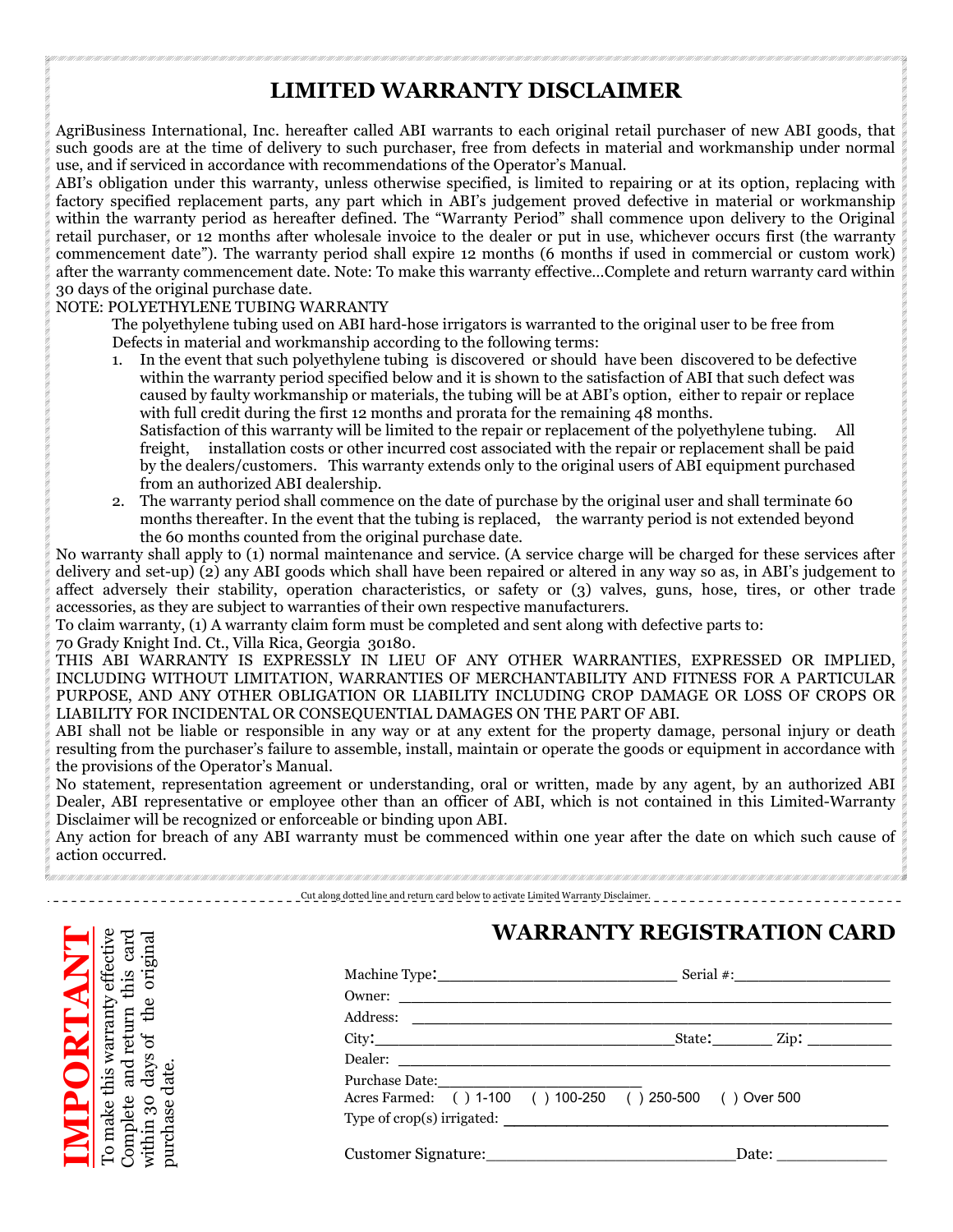# LIMITED WARRANTY DISCLAIMER

AgriBusiness International, Inc. hereafter called ABI warrants to each original retail purchaser of new ABI goods, that such goods are at the time of delivery to such purchaser, free from defects in material and workmanship under normal use, and if serviced in accordance with recommendations of the Operator's Manual.

ABI's obligation under this warranty, unless otherwise specified, is limited to repairing or at its option, replacing with factory specified replacement parts, any part which in ABI's judgement proved defective in material or workmanship within the warranty period as hereafter defined. The "Warranty Period" shall commence upon delivery to the Original retail purchaser, or 12 months after wholesale invoice to the dealer or put in use, whichever occurs first (the warranty commencement date"). The warranty period shall expire 12 months (6 months if used in commercial or custom work) after the warranty commencement date. Note: To make this warranty effective…Complete and return warranty card within 30 days of the original purchase date.

NOTE: POLYETHYLENE TUBING WARRANTY

The polyethylene tubing used on ABI hard-hose irrigators is warranted to the original user to be free from Defects in material and workmanship according to the following terms:

1. In the event that such polyethylene tubing is discovered or should have been discovered to be defective within the warranty period specified below and it is shown to the satisfaction of ABI that such defect was caused by faulty workmanship or materials, the tubing will be at ABI's option, either to repair or replace with full credit during the first 12 months and prorata for the remaining 48 months.
   Satisfaction of this warranty will be limited to the repair or replacement of the polyethylene tubing. All freight, installation costs or other incurred cost associated with the repair or replacement shall be paid by the dealers/customers. This warranty extends only to the original users of ABI equipment purchased from an authorized ABI dealership.
2. The warranty period shall commence on the date of purchase by the original user and shall terminate 60 months thereafter. In the event that the tubing is replaced, the warranty period is not extended beyond the 60 months counted from the original purchase date.

No warranty shall apply to (1) normal maintenance and service. (A service charge will be charged for these services after delivery and set-up) (2) any ABI goods which shall have been repaired or altered in any way so as, in ABI's judgement to affect adversely their stability, operation characteristics, or safety or (3) valves, guns, hose, tires, or other trade accessories, as they are subject to warranties of their own respective manufacturers.

To claim warranty, (1) A warranty claim form must be completed and sent along with defective parts to:
70 Grady Knight Ind. Ct., Villa Rica, Georgia 30180.

THIS ABI WARRANTY IS EXPRESSLY IN LIEU OF ANY OTHER WARRANTIES, EXPRESSED OR IMPLIED, INCLUDING WITHOUT LIMITATION, WARRANTIES OF MERCHANTABILITY AND FITNESS FOR A PARTICULAR PURPOSE, AND ANY OTHER OBLIGATION OR LIABILITY INCLUDING CROP DAMAGE OR LOSS OF CROPS OR LIABILITY FOR INCIDENTAL OR CONSEQUENTIAL DAMAGES ON THE PART OF ABI.

ABI shall not be liable or responsible in any way or at any extent for the property damage, personal injury or death resulting from the purchaser's failure to assemble, install, maintain or operate the goods or equipment in accordance with the provisions of the Operator's Manual.

No statement, representation agreement or understanding, oral or written, made by any agent, by an authorized ABI Dealer, ABI representative or employee other than an officer of ABI, which is not contained in this Limited-Warranty Disclaimer will be recognized or enforceable or binding upon ABI.

Any action for breach of any ABI warranty must be commenced within one year after the date on which such cause of action occurred.

Cut along dotted line and return card below to activate Limited Warranty Disclaimer.

---

**IMPORTANT** To make this warranty effective Complete and return this card within 30 days of the original purchase date.

## WARRANTY REGISTRATION CARD

Machine Type:\_\_\_\_\_\_\_\_\_\_\_\_\_\_\_\_\_\_\_\_ Serial #:\_\_\_\_\_\_\_\_\_\_\_\_\_\_

Owner: \_\_\_\_\_\_\_\_\_\_\_\_\_\_\_\_\_\_\_\_\_\_\_\_\_\_\_\_\_\_\_\_\_\_\_\_

Address: \_\_\_\_\_\_\_\_\_\_\_\_\_\_\_\_\_\_\_\_\_\_\_\_\_\_\_\_\_\_\_\_\_\_

City:\_\_\_\_\_\_\_\_\_\_\_\_\_\_\_\_\_\_\_\_\_\_\_\_ State:\_\_\_\_\_\_ Zip: \_\_\_\_\_\_\_

Dealer: \_\_\_\_\_\_\_\_\_\_\_\_\_\_\_\_\_\_\_\_\_\_\_\_\_\_\_\_\_\_\_\_\_\_\_

Purchase Date:\_\_\_\_\_\_\_\_\_\_\_\_\_\_\_\_\_\_

Acres Farmed: ( ) 1-100 ( ) 100-250 ( ) 250-500 ( ) Over 500

Type of crop(s) irrigated: \_\_\_\_\_\_\_\_\_\_\_\_\_\_\_\_\_\_\_\_\_\_\_\_\_\_\_\_

Customer Signature:\_\_\_\_\_\_\_\_\_\_\_\_\_\_\_\_\_\_\_\_ Date: \_\_\_\_\_\_\_\_\_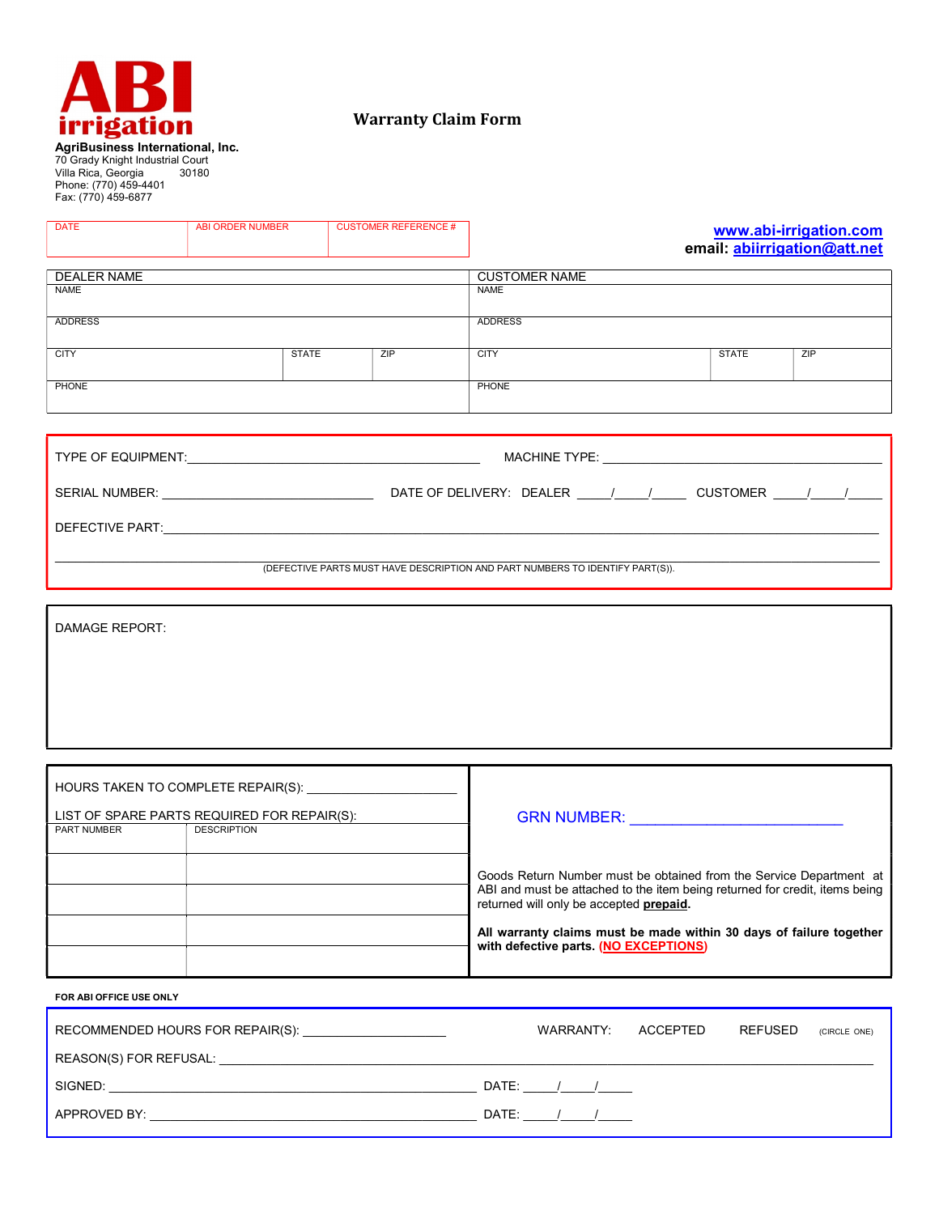**ABI irrigation**

**AgriBusiness International, Inc.**
70 Grady Knight Industrial Court
Villa Rica, Georgia 30180
Phone: (770) 459-4401
Fax: (770) 459-6877

# Warranty Claim Form

| DATE | ABI ORDER NUMBER | CUSTOMER REFERENCE # |
|---|---|---|
| | | |

**www.abi-irrigation.com**
**email: abiirrigation@att.net**

| DEALER NAME | | | CUSTOMER NAME | | |
|---|---|---|---|---|---|
| NAME | | | NAME | | |
| ADDRESS | | | ADDRESS | | |
| CITY | STATE | ZIP | CITY | STATE | ZIP |
| PHONE | | | PHONE | | |

TYPE OF EQUIPMENT:______________________ MACHINE TYPE: ______________________

SERIAL NUMBER: ______________ DATE OF DELIVERY: DEALER ____/____/____ CUSTOMER ____/____/____

DEFECTIVE PART:________________________________________________

________________________________________________

(DEFECTIVE PARTS MUST HAVE DESCRIPTION AND PART NUMBERS TO IDENTIFY PART(S)).

DAMAGE REPORT:

HOURS TAKEN TO COMPLETE REPAIR(S): ____________

LIST OF SPARE PARTS REQUIRED FOR REPAIR(S):

| PART NUMBER | DESCRIPTION |
|---|---|
| | |
| | |
| | |
| | |

GRN NUMBER: ______________________

Goods Return Number must be obtained from the Service Department at ABI and must be attached to the item being returned for credit, items being returned will only be accepted **prepaid**.

**All warranty claims must be made within 30 days of failure together with defective parts. (NO EXCEPTIONS)**

**FOR ABI OFFICE USE ONLY**

RECOMMENDED HOURS FOR REPAIR(S): ____________ WARRANTY: ACCEPTED REFUSED (CIRCLE ONE)

REASON(S) FOR REFUSAL: ________________________________________________

SIGNED: ______________________________ DATE: ____/____/____

APPROVED BY: ______________________________ DATE: ____/____/____